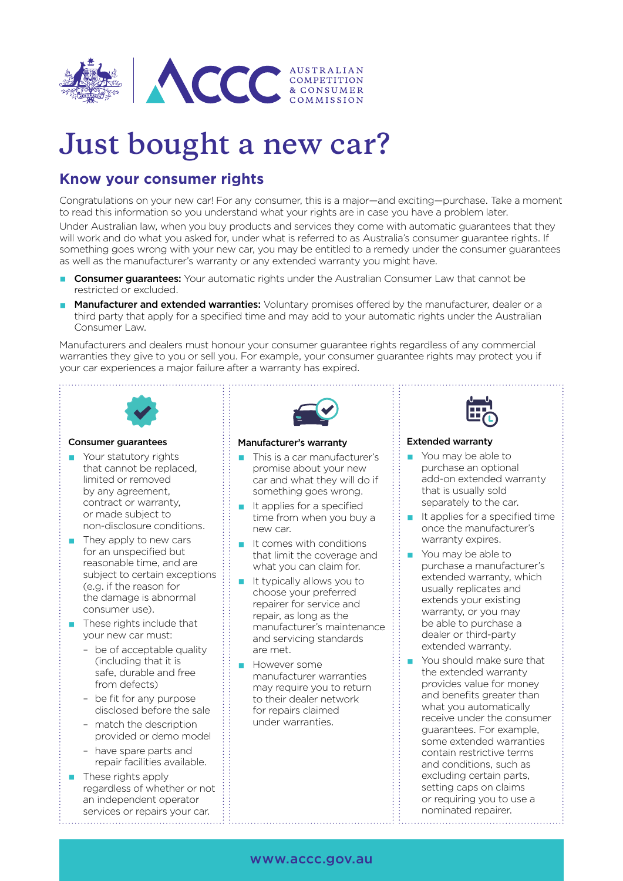# Just bought a new car?

## Know your consumer rights

Congratulations on your new car! For any consumer, this is a major—and exciting—purchase. Take a moment to read this information so you understand what your rights are in case you have a problem later.

Under Australian law, when you buy products and services they come with automatic guarantees that they will work and do what you asked for, under what is referred to as Australia's consumer guarantee rights. If something goes wrong with your new car, you may be entitled to a remedy under the consumer guarantees as well as the manufacturer's warranty or any extended warranty you might have.

- **Consumer guarantees:** Your automatic rights under the Australian Consumer Law that cannot be restricted or excluded.
- **Manufacturer and extended warranties:** Voluntary promises offered by the manufacturer, dealer or a third party that apply for a specified time and may add to your automatic rights under the Australian Consumer Law.

Manufacturers and dealers must honour your consumer guarantee rights regardless of any commercial warranties they give to you or sell you. For example, your consumer guarantee rights may protect you if your car experiences a major failure after a warranty has expired.

### Consumer guarantees

- Your statutory rights that cannot be replaced, limited or removed by any agreement, contract or warranty, or made subject to non-disclosure conditions.
- They apply to new cars for an unspecified but reasonable time, and are subject to certain exceptions (e.g. if the reason for the damage is abnormal consumer use).
- These rights include that your new car must:
  - be of acceptable quality (including that it is safe, durable and free from defects)
  - be fit for any purpose disclosed before the sale
  - match the description provided or demo model
  - have spare parts and repair facilities available.
- These rights apply regardless of whether or not an independent operator services or repairs your car.

### Manufacturer's warranty

- This is a car manufacturer's promise about your new car and what they will do if something goes wrong.
- It applies for a specified time from when you buy a new car.
- It comes with conditions that limit the coverage and what you can claim for.
- It typically allows you to choose your preferred repairer for service and repair, as long as the manufacturer's maintenance and servicing standards are met.
- However some manufacturer warranties may require you to return to their dealer network for repairs claimed under warranties.

### Extended warranty

- You may be able to purchase an optional add-on extended warranty that is usually sold separately to the car.
- It applies for a specified time once the manufacturer's warranty expires.
- You may be able to purchase a manufacturer's extended warranty, which usually replicates and extends your existing warranty, or you may be able to purchase a dealer or third-party extended warranty.
- You should make sure that the extended warranty provides value for money and benefits greater than what you automatically receive under the consumer guarantees. For example, some extended warranties contain restrictive terms and conditions, such as excluding certain parts, setting caps on claims or requiring you to use a nominated repairer.

www.accc.gov.au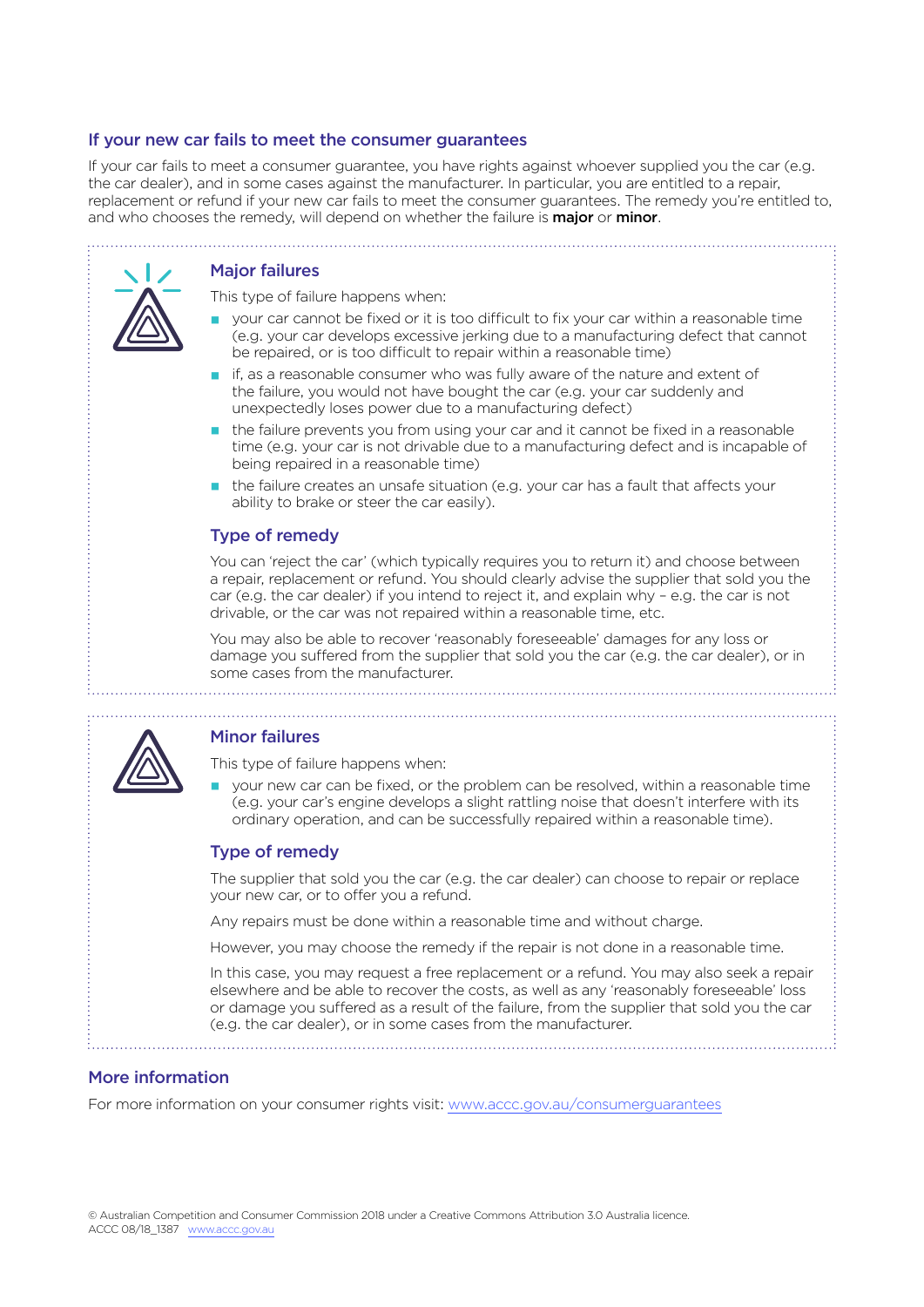## If your new car fails to meet the consumer guarantees

If your car fails to meet a consumer guarantee, you have rights against whoever supplied you the car (e.g. the car dealer), and in some cases against the manufacturer. In particular, you are entitled to a repair, replacement or refund if your new car fails to meet the consumer guarantees. The remedy you're entitled to, and who chooses the remedy, will depend on whether the failure is **major** or **minor**.

### Major failures

This type of failure happens when:

- your car cannot be fixed or it is too difficult to fix your car within a reasonable time (e.g. your car develops excessive jerking due to a manufacturing defect that cannot be repaired, or is too difficult to repair within a reasonable time)
- if, as a reasonable consumer who was fully aware of the nature and extent of the failure, you would not have bought the car (e.g. your car suddenly and unexpectedly loses power due to a manufacturing defect)
- the failure prevents you from using your car and it cannot be fixed in a reasonable time (e.g. your car is not drivable due to a manufacturing defect and is incapable of being repaired in a reasonable time)
- the failure creates an unsafe situation (e.g. your car has a fault that affects your ability to brake or steer the car easily).

### Type of remedy

You can 'reject the car' (which typically requires you to return it) and choose between a repair, replacement or refund. You should clearly advise the supplier that sold you the car (e.g. the car dealer) if you intend to reject it, and explain why – e.g. the car is not drivable, or the car was not repaired within a reasonable time, etc.

You may also be able to recover 'reasonably foreseeable' damages for any loss or damage you suffered from the supplier that sold you the car (e.g. the car dealer), or in some cases from the manufacturer.

### Minor failures

This type of failure happens when:

- your new car can be fixed, or the problem can be resolved, within a reasonable time (e.g. your car's engine develops a slight rattling noise that doesn't interfere with its ordinary operation, and can be successfully repaired within a reasonable time).

### Type of remedy

The supplier that sold you the car (e.g. the car dealer) can choose to repair or replace your new car, or to offer you a refund.

Any repairs must be done within a reasonable time and without charge.

However, you may choose the remedy if the repair is not done in a reasonable time.

In this case, you may request a free replacement or a refund. You may also seek a repair elsewhere and be able to recover the costs, as well as any 'reasonably foreseeable' loss or damage you suffered as a result of the failure, from the supplier that sold you the car (e.g. the car dealer), or in some cases from the manufacturer.

## More information

For more information on your consumer rights visit: www.accc.gov.au/consumerguarantees

© Australian Competition and Consumer Commission 2018 under a Creative Commons Attribution 3.0 Australia licence.
ACCC 08/18_1387 www.accc.gov.au